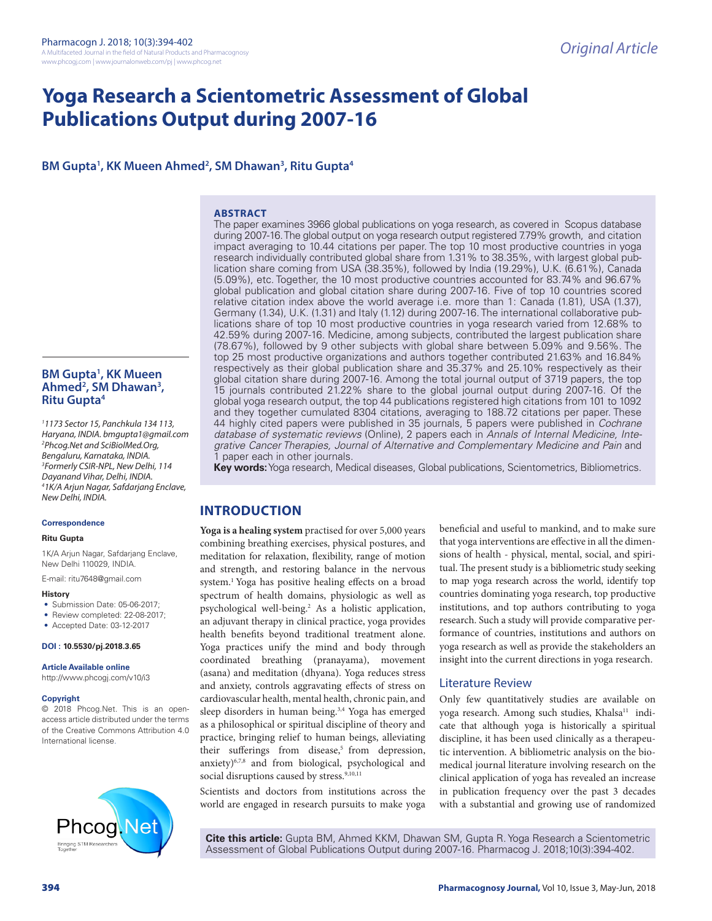Original Article

# Yoga Research a Scientometric Assessment of Global Publications Output during 2007-16

**BM Gupta[1], KK Mueen Ahmed[2], SM Dhawan[3], Ritu Gupta[4]**

## ABSTRACT

The paper examines 3966 global publications on yoga research, as covered in Scopus database during 2007-16. The global output on yoga research output registered 7.79% growth, and citation impact averaging to 10.44 citations per paper. The top 10 most productive countries in yoga research individually contributed global share from 1.31% to 38.35%, with largest global publication share coming from USA (38.35%), followed by India (19.29%), U.K. (6.61%), Canada (5.09%), etc. Together, the 10 most productive countries accounted for 83.74% and 96.67% global publication and global citation share during 2007-16. Five of top 10 countries scored relative citation index above the world average i.e. more than 1: Canada (1.81), USA (1.37), Germany (1.34), U.K. (1.31) and Italy (1.12) during 2007-16. The international collaborative publications share of top 10 most productive countries in yoga research varied from 12.68% to 42.59% during 2007-16. Medicine, among subjects, contributed the largest publication share (78.67%), followed by 9 other subjects with global share between 5.09% and 9.56%. The top 25 most productive organizations and authors together contributed 21.63% and 16.84% respectively as their global publication share and 35.37% and 25.10% respectively as their global citation share during 2007-16. Among the total journal output of 3719 papers, the top 15 journals contributed 21.22% share to the global journal output during 2007-16. Of the global yoga research output, the top 44 publications registered high citations from 101 to 1092 and they together cumulated 8304 citations, averaging to 188.72 citations per paper. These 44 highly cited papers were published in 35 journals, 5 papers were published in *Cochrane database of systematic reviews* (Online), 2 papers each in *Annals of Internal Medicine, Integrative Cancer Therapies, Journal of Alternative and Complementary Medicine and Pain* and 1 paper each in other journals.

**Key words:** Yoga research, Medical diseases, Global publications, Scientometrics, Bibliometrics.

**BM Gupta[1], KK Mueen Ahmed[2], SM Dhawan[3], Ritu Gupta[4]**

*[1]1173 Sector 15, Panchkula 134 113, Haryana, INDIA. bmgupta1@gmail.com*
*[2]Phcog.Net and SciBiolMed.Org, Bengaluru, Karnataka, INDIA.*
*[3]Formerly CSIR-NPL, New Delhi, 114 Dayanand Vihar, Delhi, INDIA.*
*[4]1K/A Arjun Nagar, Safdarjang Enclave, New Delhi, INDIA.*

**Correspondence**

**Ritu Gupta**

1K/A Arjun Nagar, Safdarjang Enclave, New Delhi 110029, INDIA.

E-mail: ritu7648@gmail.com

**History**

- Submission Date: 05-06-2017;
- Review completed: 22-08-2017;
- Accepted Date: 03-12-2017

**DOI : 10.5530/pj.2018.3.65**

**Article Available online**

http://www.phcogj.com/v10/i3

**Copyright**

© 2018 Phcog.Net. This is an open-access article distributed under the terms of the Creative Commons Attribution 4.0 International license.

## INTRODUCTION

**Yoga is a healing system** practised for over 5,000 years combining breathing exercises, physical postures, and meditation for relaxation, flexibility, range of motion and strength, and restoring balance in the nervous system.[1] Yoga has positive healing effects on a broad spectrum of health domains, physiologic as well as psychological well-being.[2] As a holistic application, an adjuvant therapy in clinical practice, yoga provides health benefits beyond traditional treatment alone. Yoga practices unify the mind and body through coordinated breathing (pranayama), movement (asana) and meditation (dhyana). Yoga reduces stress and anxiety, controls aggravating effects of stress on cardiovascular health, mental health, chronic pain, and sleep disorders in human being.[3,4] Yoga has emerged as a philosophical or spiritual discipline of theory and practice, bringing relief to human beings, alleviating their sufferings from disease,[5] from depression, anxiety)[6,7,8] and from biological, psychological and social disruptions caused by stress.[9,10,11]

Scientists and doctors from institutions across the world are engaged in research pursuits to make yoga beneficial and useful to mankind, and to make sure that yoga interventions are effective in all the dimensions of health - physical, mental, social, and spiritual. The present study is a bibliometric study seeking to map yoga research across the world, identify top countries dominating yoga research, top productive institutions, and top authors contributing to yoga research. Such a study will provide comparative performance of countries, institutions and authors on yoga research as well as provide the stakeholders an insight into the current directions in yoga research.

### Literature Review

Only few quantitatively studies are available on yoga research. Among such studies, Khalsa[11] indicate that although yoga is historically a spiritual discipline, it has been used clinically as a therapeutic intervention. A bibliometric analysis on the biomedical journal literature involving research on the clinical application of yoga has revealed an increase in publication frequency over the past 3 decades with a substantial and growing use of randomized

**Cite this article:** Gupta BM, Ahmed KKM, Dhawan SM, Gupta R. Yoga Research a Scientometric Assessment of Global Publications Output during 2007-16. Pharmacog J. 2018;10(3):394-402.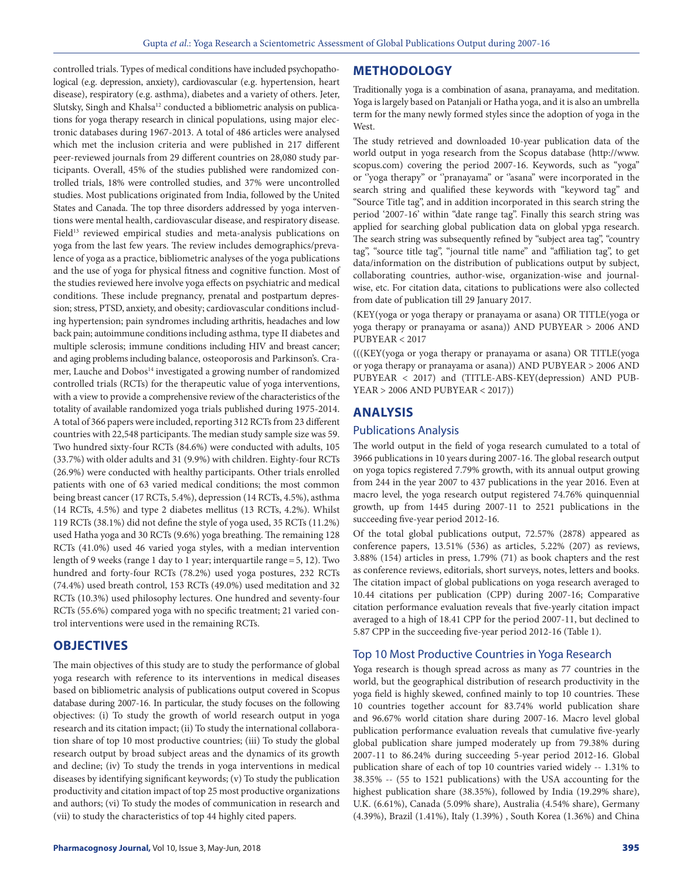controlled trials. Types of medical conditions have included psychopathological (e.g. depression, anxiety), cardiovascular (e.g. hypertension, heart disease), respiratory (e.g. asthma), diabetes and a variety of others. Jeter, Slutsky, Singh and Khalsa[12] conducted a bibliometric analysis on publications for yoga therapy research in clinical populations, using major electronic databases during 1967-2013. A total of 486 articles were analysed which met the inclusion criteria and were published in 217 different peer-reviewed journals from 29 different countries on 28,080 study participants. Overall, 45% of the studies published were randomized controlled trials, 18% were controlled studies, and 37% were uncontrolled studies. Most publications originated from India, followed by the United States and Canada. The top three disorders addressed by yoga interventions were mental health, cardiovascular disease, and respiratory disease. Field[13] reviewed empirical studies and meta-analysis publications on yoga from the last few years. The review includes demographics/prevalence of yoga as a practice, bibliometric analyses of the yoga publications and the use of yoga for physical fitness and cognitive function. Most of the studies reviewed here involve yoga effects on psychiatric and medical conditions. These include pregnancy, prenatal and postpartum depression; stress, PTSD, anxiety, and obesity; cardiovascular conditions including hypertension; pain syndromes including arthritis, headaches and low back pain; autoimmune conditions including asthma, type II diabetes and multiple sclerosis; immune conditions including HIV and breast cancer; and aging problems including balance, osteoporosis and Parkinson's. Cramer, Lauche and Dobos[14] investigated a growing number of randomized controlled trials (RCTs) for the therapeutic value of yoga interventions, with a view to provide a comprehensive review of the characteristics of the totality of available randomized yoga trials published during 1975-2014. A total of 366 papers were included, reporting 312 RCTs from 23 different countries with 22,548 participants. The median study sample size was 59. Two hundred sixty-four RCTs (84.6%) were conducted with adults, 105 (33.7%) with older adults and 31 (9.9%) with children. Eighty-four RCTs (26.9%) were conducted with healthy participants. Other trials enrolled patients with one of 63 varied medical conditions; the most common being breast cancer (17 RCTs, 5.4%), depression (14 RCTs, 4.5%), asthma (14 RCTs, 4.5%) and type 2 diabetes mellitus (13 RCTs, 4.2%). Whilst 119 RCTs (38.1%) did not define the style of yoga used, 35 RCTs (11.2%) used Hatha yoga and 30 RCTs (9.6%) yoga breathing. The remaining 128 RCTs (41.0%) used 46 varied yoga styles, with a median intervention length of 9 weeks (range 1 day to 1 year; interquartile range = 5, 12). Two hundred and forty-four RCTs (78.2%) used yoga postures, 232 RCTs (74.4%) used breath control, 153 RCTs (49.0%) used meditation and 32 RCTs (10.3%) used philosophy lectures. One hundred and seventy-four RCTs (55.6%) compared yoga with no specific treatment; 21 varied control interventions were used in the remaining RCTs.

## OBJECTIVES

The main objectives of this study are to study the performance of global yoga research with reference to its interventions in medical diseases based on bibliometric analysis of publications output covered in Scopus database during 2007-16. In particular, the study focuses on the following objectives: (i) To study the growth of world research output in yoga research and its citation impact; (ii) To study the international collaboration share of top 10 most productive countries; (iii) To study the global research output by broad subject areas and the dynamics of its growth and decline; (iv) To study the trends in yoga interventions in medical diseases by identifying significant keywords; (v) To study the publication productivity and citation impact of top 25 most productive organizations and authors; (vi) To study the modes of communication in research and (vii) to study the characteristics of top 44 highly cited papers.

## METHODOLOGY

Traditionally yoga is a combination of asana, pranayama, and meditation. Yoga is largely based on Patanjali or Hatha yoga, and it is also an umbrella term for the many newly formed styles since the adoption of yoga in the West.

The study retrieved and downloaded 10-year publication data of the world output in yoga research from the Scopus database (http://www.scopus.com) covering the period 2007-16. Keywords, such as "yoga" or "yoga therapy" or "pranayama" or "asana" were incorporated in the search string and qualified these keywords with "keyword tag" and "Source Title tag", and in addition incorporated in this search string the period '2007-16' within "date range tag". Finally this search string was applied for searching global publication data on global ypga research. The search string was subsequently refined by "subject area tag", "country tag", "source title tag", "journal title name" and "affiliation tag", to get data/information on the distribution of publications output by subject, collaborating countries, author-wise, organization-wise and journal-wise, etc. For citation data, citations to publications were also collected from date of publication till 29 January 2017.

(KEY(yoga or yoga therapy or pranayama or asana) OR TITLE(yoga or yoga therapy or pranayama or asana)) AND PUBYEAR > 2006 AND PUBYEAR < 2017

(((KEY(yoga or yoga therapy or pranayama or asana) OR TITLE(yoga or yoga therapy or pranayama or asana)) AND PUBYEAR > 2006 AND PUBYEAR < 2017) and (TITLE-ABS-KEY(depression) AND PUBYEAR > 2006 AND PUBYEAR < 2017))

## ANALYSIS

### Publications Analysis

The world output in the field of yoga research cumulated to a total of 3966 publications in 10 years during 2007-16. The global research output on yoga topics registered 7.79% growth, with its annual output growing from 244 in the year 2007 to 437 publications in the year 2016. Even at macro level, the yoga research output registered 74.76% quinquennial growth, up from 1445 during 2007-11 to 2521 publications in the succeeding five-year period 2012-16.

Of the total global publications output, 72.57% (2878) appeared as conference papers, 13.51% (536) as articles, 5.22% (207) as reviews, 3.88% (154) articles in press, 1.79% (71) as book chapters and the rest as conference reviews, editorials, short surveys, notes, letters and books. The citation impact of global publications on yoga research averaged to 10.44 citations per publication (CPP) during 2007-16; Comparative citation performance evaluation reveals that five-yearly citation impact averaged to a high of 18.41 CPP for the period 2007-11, but declined to 5.87 CPP in the succeeding five-year period 2012-16 (Table 1).

### Top 10 Most Productive Countries in Yoga Research

Yoga research is though spread across as many as 77 countries in the world, but the geographical distribution of research productivity in the yoga field is highly skewed, confined mainly to top 10 countries. These 10 countries together account for 83.74% world publication share and 96.67% world citation share during 2007-16. Macro level global publication performance evaluation reveals that cumulative five-yearly global publication share jumped moderately up from 79.38% during 2007-11 to 86.24% during succeeding 5-year period 2012-16. Global publication share of each of top 10 countries varied widely -- 1.31% to 38.35% -- (55 to 1521 publications) with the USA accounting for the highest publication share (38.35%), followed by India (19.29% share), U.K. (6.61%), Canada (5.09% share), Australia (4.54% share), Germany (4.39%), Brazil (1.41%), Italy (1.39%) , South Korea (1.36%) and China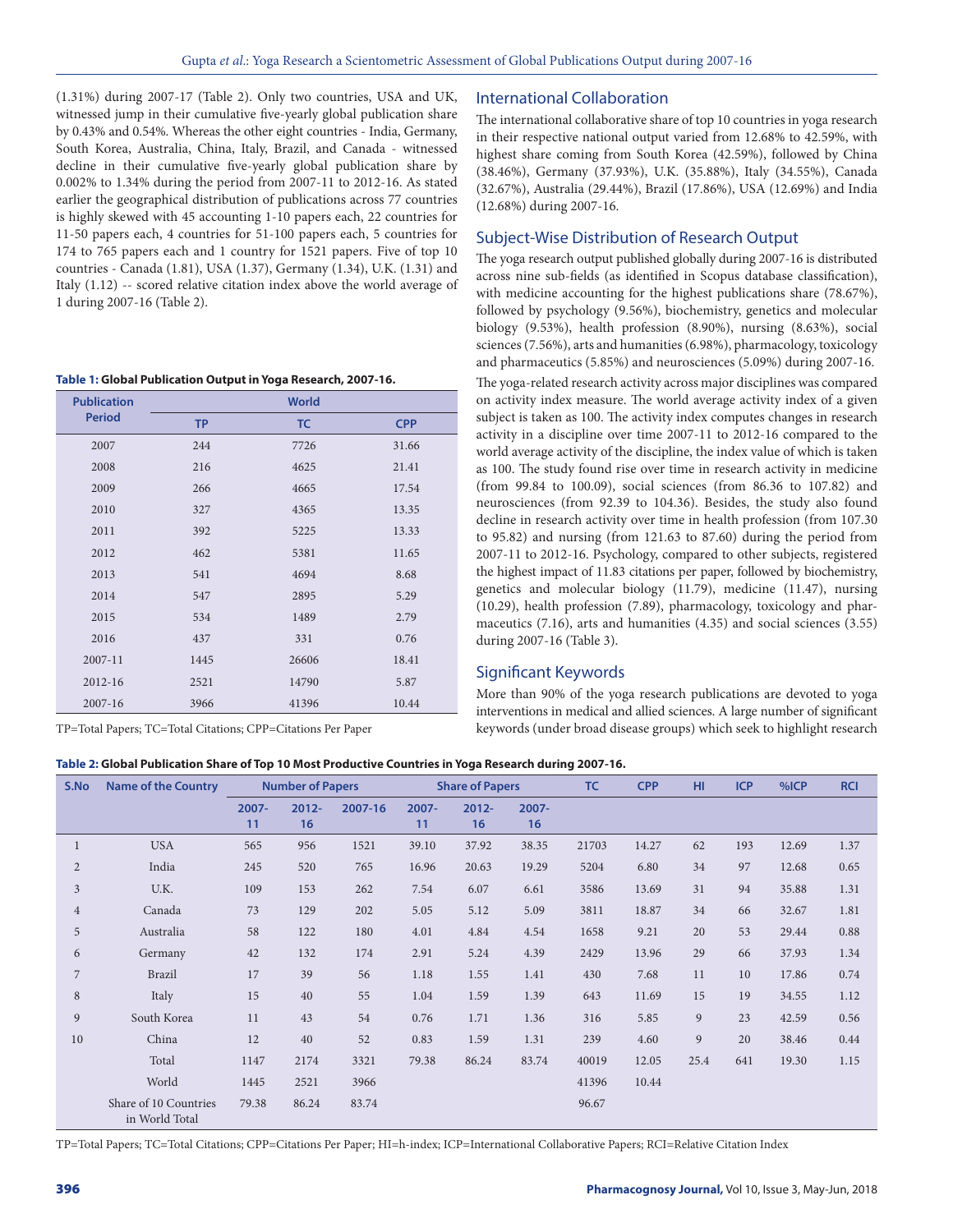(1.31%) during 2007-17 (Table 2). Only two countries, USA and UK, witnessed jump in their cumulative five-yearly global publication share by 0.43% and 0.54%. Whereas the other eight countries - India, Germany, South Korea, Australia, China, Italy, Brazil, and Canada - witnessed decline in their cumulative five-yearly global publication share by 0.002% to 1.34% during the period from 2007-11 to 2012-16. As stated earlier the geographical distribution of publications across 77 countries is highly skewed with 45 accounting 1-10 papers each, 22 countries for 11-50 papers each, 4 countries for 51-100 papers each, 5 countries for 174 to 765 papers each and 1 country for 1521 papers. Five of top 10 countries - Canada (1.81), USA (1.37), Germany (1.34), U.K. (1.31) and Italy (1.12) -- scored relative citation index above the world average of 1 during 2007-16 (Table 2).

**Table 1: Global Publication Output in Yoga Research, 2007-16.**

| Publication Period | World | | |
|---|---|---|---|
| | TP | TC | CPP |
| 2007 | 244 | 7726 | 31.66 |
| 2008 | 216 | 4625 | 21.41 |
| 2009 | 266 | 4665 | 17.54 |
| 2010 | 327 | 4365 | 13.35 |
| 2011 | 392 | 5225 | 13.33 |
| 2012 | 462 | 5381 | 11.65 |
| 2013 | 541 | 4694 | 8.68 |
| 2014 | 547 | 2895 | 5.29 |
| 2015 | 534 | 1489 | 2.79 |
| 2016 | 437 | 331 | 0.76 |
| 2007-11 | 1445 | 26606 | 18.41 |
| 2012-16 | 2521 | 14790 | 5.87 |
| 2007-16 | 3966 | 41396 | 10.44 |

TP=Total Papers; TC=Total Citations; CPP=Citations Per Paper

## International Collaboration

The international collaborative share of top 10 countries in yoga research in their respective national output varied from 12.68% to 42.59%, with highest share coming from South Korea (42.59%), followed by China (38.46%), Germany (37.93%), U.K. (35.88%), Italy (34.55%), Canada (32.67%), Australia (29.44%), Brazil (17.86%), USA (12.69%) and India (12.68%) during 2007-16.

## Subject-Wise Distribution of Research Output

The yoga research output published globally during 2007-16 is distributed across nine sub-fields (as identified in Scopus database classification), with medicine accounting for the highest publications share (78.67%), followed by psychology (9.56%), biochemistry, genetics and molecular biology (9.53%), health profession (8.90%), nursing (8.63%), social sciences (7.56%), arts and humanities (6.98%), pharmacology, toxicology and pharmaceutics (5.85%) and neurosciences (5.09%) during 2007-16.

The yoga-related research activity across major disciplines was compared on activity index measure. The world average activity index of a given subject is taken as 100. The activity index computes changes in research activity in a discipline over time 2007-11 to 2012-16 compared to the world average activity of the discipline, the index value of which is taken as 100. The study found rise over time in research activity in medicine (from 99.84 to 100.09), social sciences (from 86.36 to 107.82) and neurosciences (from 92.39 to 104.36). Besides, the study also found decline in research activity over time in health profession (from 107.30 to 95.82) and nursing (from 121.63 to 87.60) during the period from 2007-11 to 2012-16. Psychology, compared to other subjects, registered the highest impact of 11.83 citations per paper, followed by biochemistry, genetics and molecular biology (11.79), medicine (11.47), nursing (10.29), health profession (7.89), pharmacology, toxicology and pharmaceutics (7.16), arts and humanities (4.35) and social sciences (3.55) during 2007-16 (Table 3).

## Significant Keywords

More than 90% of the yoga research publications are devoted to yoga interventions in medical and allied sciences. A large number of significant keywords (under broad disease groups) which seek to highlight research

**Table 2: Global Publication Share of Top 10 Most Productive Countries in Yoga Research during 2007-16.**

| S.No | Name of the Country | Number of Papers | | | Share of Papers | | | TC | CPP | HI | ICP | %ICP | RCI |
|---|---|---|---|---|---|---|---|---|---|---|---|---|---|
| | | 2007-11 | 2012-16 | 2007-16 | 2007-11 | 2012-16 | 2007-16 | | | | | | |
| 1 | USA | 565 | 956 | 1521 | 39.10 | 37.92 | 38.35 | 21703 | 14.27 | 62 | 193 | 12.69 | 1.37 |
| 2 | India | 245 | 520 | 765 | 16.96 | 20.63 | 19.29 | 5204 | 6.80 | 34 | 97 | 12.68 | 0.65 |
| 3 | U.K. | 109 | 153 | 262 | 7.54 | 6.07 | 6.61 | 3586 | 13.69 | 31 | 94 | 35.88 | 1.31 |
| 4 | Canada | 73 | 129 | 202 | 5.05 | 5.12 | 5.09 | 3811 | 18.87 | 34 | 66 | 32.67 | 1.81 |
| 5 | Australia | 58 | 122 | 180 | 4.01 | 4.84 | 4.54 | 1658 | 9.21 | 20 | 53 | 29.44 | 0.88 |
| 6 | Germany | 42 | 132 | 174 | 2.91 | 5.24 | 4.39 | 2429 | 13.96 | 29 | 66 | 37.93 | 1.34 |
| 7 | Brazil | 17 | 39 | 56 | 1.18 | 1.55 | 1.41 | 430 | 7.68 | 11 | 10 | 17.86 | 0.74 |
| 8 | Italy | 15 | 40 | 55 | 1.04 | 1.59 | 1.39 | 643 | 11.69 | 15 | 19 | 34.55 | 1.12 |
| 9 | South Korea | 11 | 43 | 54 | 0.76 | 1.71 | 1.36 | 316 | 5.85 | 9 | 23 | 42.59 | 0.56 |
| 10 | China | 12 | 40 | 52 | 0.83 | 1.59 | 1.31 | 239 | 4.60 | 9 | 20 | 38.46 | 0.44 |
| | Total | 1147 | 2174 | 3321 | 79.38 | 86.24 | 83.74 | 40019 | 12.05 | 25.4 | 641 | 19.30 | 1.15 |
| | World | 1445 | 2521 | 3966 | | | | 41396 | 10.44 | | | | |
| | Share of 10 Countries in World Total | 79.38 | 86.24 | 83.74 | | | | 96.67 | | | | | |

TP=Total Papers; TC=Total Citations; CPP=Citations Per Paper; HI=h-index; ICP=International Collaborative Papers; RCI=Relative Citation Index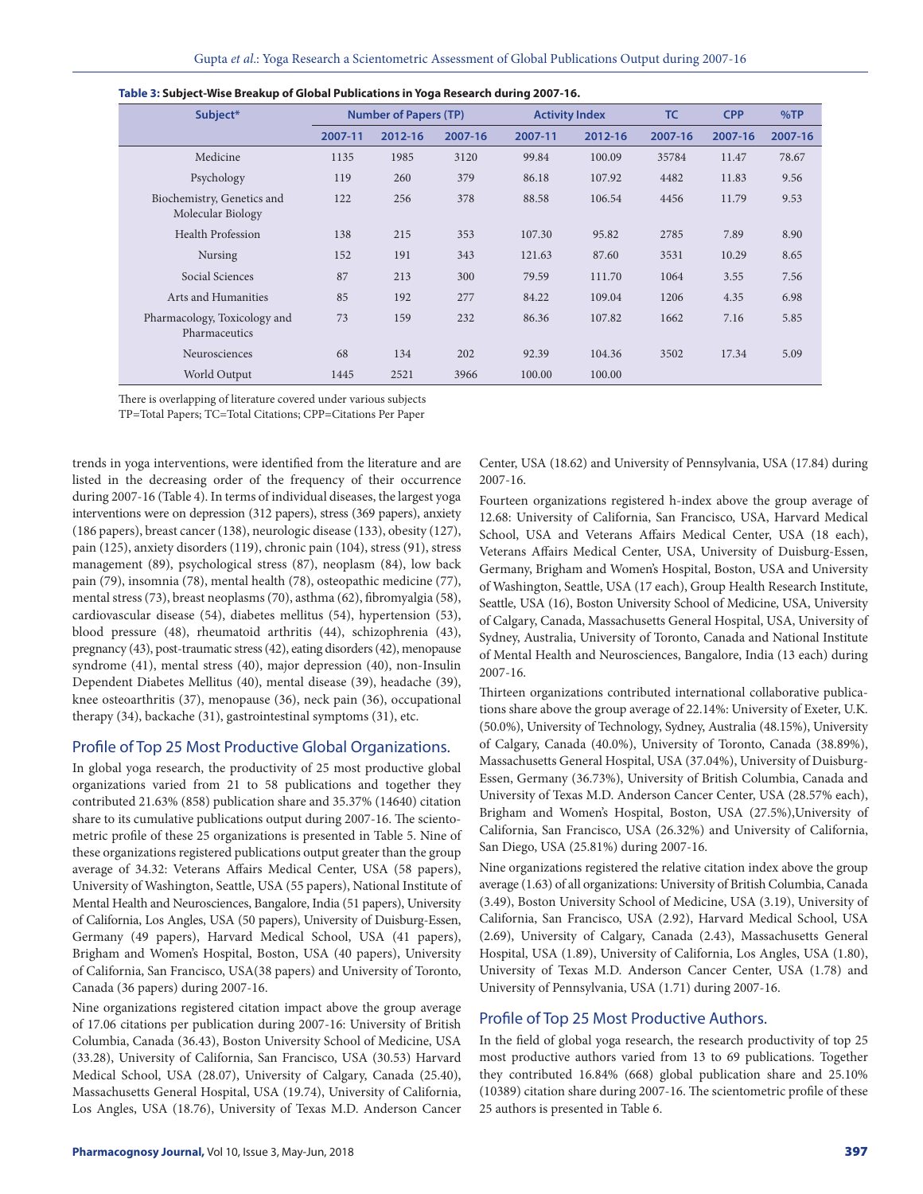**Table 3: Subject-Wise Breakup of Global Publications in Yoga Research during 2007-16.**

| Subject* | Number of Papers (TP) | | | Activity Index | | TC | CPP | %TP |
|---|---|---|---|---|---|---|---|---|
| | 2007-11 | 2012-16 | 2007-16 | 2007-11 | 2012-16 | 2007-16 | 2007-16 | 2007-16 |
| Medicine | 1135 | 1985 | 3120 | 99.84 | 100.09 | 35784 | 11.47 | 78.67 |
| Psychology | 119 | 260 | 379 | 86.18 | 107.92 | 4482 | 11.83 | 9.56 |
| Biochemistry, Genetics and Molecular Biology | 122 | 256 | 378 | 88.58 | 106.54 | 4456 | 11.79 | 9.53 |
| Health Profession | 138 | 215 | 353 | 107.30 | 95.82 | 2785 | 7.89 | 8.90 |
| Nursing | 152 | 191 | 343 | 121.63 | 87.60 | 3531 | 10.29 | 8.65 |
| Social Sciences | 87 | 213 | 300 | 79.59 | 111.70 | 1064 | 3.55 | 7.56 |
| Arts and Humanities | 85 | 192 | 277 | 84.22 | 109.04 | 1206 | 4.35 | 6.98 |
| Pharmacology, Toxicology and Pharmaceutics | 73 | 159 | 232 | 86.36 | 107.82 | 1662 | 7.16 | 5.85 |
| Neurosciences | 68 | 134 | 202 | 92.39 | 104.36 | 3502 | 17.34 | 5.09 |
| World Output | 1445 | 2521 | 3966 | 100.00 | 100.00 | | | |

There is overlapping of literature covered under various subjects
TP=Total Papers; TC=Total Citations; CPP=Citations Per Paper

trends in yoga interventions, were identified from the literature and are listed in the decreasing order of the frequency of their occurrence during 2007-16 (Table 4). In terms of individual diseases, the largest yoga interventions were on depression (312 papers), stress (369 papers), anxiety (186 papers), breast cancer (138), neurologic disease (133), obesity (127), pain (125), anxiety disorders (119), chronic pain (104), stress (91), stress management (89), psychological stress (87), neoplasm (84), low back pain (79), insomnia (78), mental health (78), osteopathic medicine (77), mental stress (73), breast neoplasms (70), asthma (62), fibromyalgia (58), cardiovascular disease (54), diabetes mellitus (54), hypertension (53), blood pressure (48), rheumatoid arthritis (44), schizophrenia (43), pregnancy (43), post-traumatic stress (42), eating disorders (42), menopause syndrome (41), mental stress (40), major depression (40), non-Insulin Dependent Diabetes Mellitus (40), mental disease (39), headache (39), knee osteoarthritis (37), menopause (36), neck pain (36), occupational therapy (34), backache (31), gastrointestinal symptoms (31), etc.

## Profile of Top 25 Most Productive Global Organizations.

In global yoga research, the productivity of 25 most productive global organizations varied from 21 to 58 publications and together they contributed 21.63% (858) publication share and 35.37% (14640) citation share to its cumulative publications output during 2007-16. The scientometric profile of these 25 organizations is presented in Table 5. Nine of these organizations registered publications output greater than the group average of 34.32: Veterans Affairs Medical Center, USA (58 papers), University of Washington, Seattle, USA (55 papers), National Institute of Mental Health and Neurosciences, Bangalore, India (51 papers), University of California, Los Angeles, USA (50 papers), University of Duisburg-Essen, Germany (49 papers), Harvard Medical School, USA (41 papers), Brigham and Women's Hospital, Boston, USA (40 papers), University of California, San Francisco, USA(38 papers) and University of Toronto, Canada (36 papers) during 2007-16.

Nine organizations registered citation impact above the group average of 17.06 citations per publication during 2007-16: University of British Columbia, Canada (36.43), Boston University School of Medicine, USA (33.28), University of California, San Francisco, USA (30.53) Harvard Medical School, USA (28.07), University of Calgary, Canada (25.40), Massachusetts General Hospital, USA (19.74), University of California, Los Angeles, USA (18.76), University of Texas M.D. Anderson Cancer Center, USA (18.62) and University of Pennsylvania, USA (17.84) during 2007-16.

Fourteen organizations registered h-index above the group average of 12.68: University of California, San Francisco, USA, Harvard Medical School, USA and Veterans Affairs Medical Center, USA (18 each), Veterans Affairs Medical Center, USA, University of Duisburg-Essen, Germany, Brigham and Women's Hospital, Boston, USA and University of Washington, Seattle, USA (17 each), Group Health Research Institute, Seattle, USA (16), Boston University School of Medicine, USA, University of Calgary, Canada, Massachusetts General Hospital, USA, University of Sydney, Australia, University of Toronto, Canada and National Institute of Mental Health and Neurosciences, Bangalore, India (13 each) during 2007-16.

Thirteen organizations contributed international collaborative publications share above the group average of 22.14%: University of Exeter, U.K. (50.0%), University of Technology, Sydney, Australia (48.15%), University of Calgary, Canada (40.0%), University of Toronto, Canada (38.89%), Massachusetts General Hospital, USA (37.04%), University of Duisburg-Essen, Germany (36.73%), University of British Columbia, Canada and University of Texas M.D. Anderson Cancer Center, USA (28.57% each), Brigham and Women's Hospital, Boston, USA (27.5%),University of California, San Francisco, USA (26.32%) and University of California, San Diego, USA (25.81%) during 2007-16.

Nine organizations registered the relative citation index above the group average (1.63) of all organizations: University of British Columbia, Canada (3.49), Boston University School of Medicine, USA (3.19), University of California, San Francisco, USA (2.92), Harvard Medical School, USA (2.69), University of Calgary, Canada (2.43), Massachusetts General Hospital, USA (1.89), University of California, Los Angles, USA (1.80), University of Texas M.D. Anderson Cancer Center, USA (1.78) and University of Pennsylvania, USA (1.71) during 2007-16.

## Profile of Top 25 Most Productive Authors.

In the field of global yoga research, the research productivity of top 25 most productive authors varied from 13 to 69 publications. Together they contributed 16.84% (668) global publication share and 25.10% (10389) citation share during 2007-16. The scientometric profile of these 25 authors is presented in Table 6.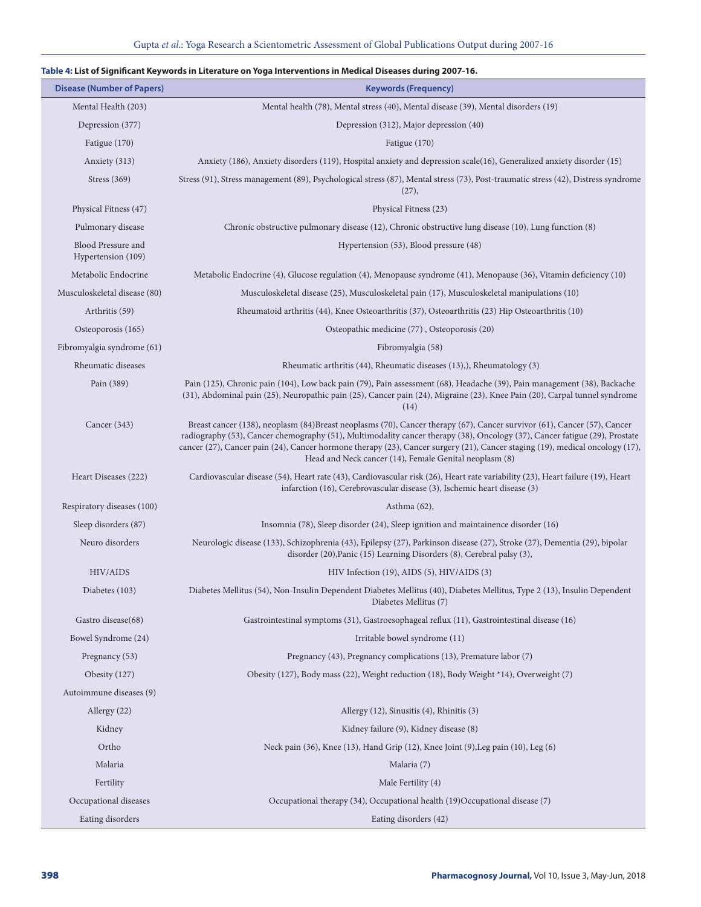**Table 4: List of Significant Keywords in Literature on Yoga Interventions in Medical Diseases during 2007-16.**

| Disease (Number of Papers) | Keywords (Frequency) |
|---|---|
| Mental Health (203) | Mental health (78), Mental stress (40), Mental disease (39), Mental disorders (19) |
| Depression (377) | Depression (312), Major depression (40) |
| Fatigue (170) | Fatigue (170) |
| Anxiety (313) | Anxiety (186), Anxiety disorders (119), Hospital anxiety and depression scale(16), Generalized anxiety disorder (15) |
| Stress (369) | Stress (91), Stress management (89), Psychological stress (87), Mental stress (73), Post-traumatic stress (42), Distress syndrome (27), |
| Physical Fitness (47) | Physical Fitness (23) |
| Pulmonary disease | Chronic obstructive pulmonary disease (12), Chronic obstructive lung disease (10), Lung function (8) |
| Blood Pressure and Hypertension (109) | Hypertension (53), Blood pressure (48) |
| Metabolic Endocrine | Metabolic Endocrine (4), Glucose regulation (4), Menopause syndrome (41), Menopause (36), Vitamin deficiency (10) |
| Musculoskeletal disease (80) | Musculoskeletal disease (25), Musculoskeletal pain (17), Musculoskeletal manipulations (10) |
| Arthritis (59) | Rheumatoid arthritis (44), Knee Osteoarthritis (37), Osteoarthritis (23) Hip Osteoarthritis (10) |
| Osteoporosis (165) | Osteopathic medicine (77) , Osteoporosis (20) |
| Fibromyalgia syndrome (61) | Fibromyalgia (58) |
| Rheumatic diseases | Rheumatic arthritis (44), Rheumatic diseases (13),), Rheumatology (3) |
| Pain (389) | Pain (125), Chronic pain (104), Low back pain (79), Pain assessment (68), Headache (39), Pain management (38), Backache (31), Abdominal pain (25), Neuropathic pain (25), Cancer pain (24), Migraine (23), Knee Pain (20), Carpal tunnel syndrome (14) |
| Cancer (343) | Breast cancer (138), neoplasm (84)Breast neoplasms (70), Cancer therapy (67), Cancer survivor (61), Cancer (57), Cancer radiography (53), Cancer chemography (51), Multimodality cancer therapy (38), Oncology (37), Cancer fatigue (29), Prostate cancer (27), Cancer pain (24), Cancer hormone therapy (23), Cancer surgery (21), Cancer staging (19), medical oncology (17), Head and Neck cancer (14), Female Genital neoplasm (8) |
| Heart Diseases (222) | Cardiovascular disease (54), Heart rate (43), Cardiovascular risk (26), Heart rate variability (23), Heart failure (19), Heart infarction (16), Cerebrovascular disease (3), Ischemic heart disease (3) |
| Respiratory diseases (100) | Asthma (62), |
| Sleep disorders (87) | Insomnia (78), Sleep disorder (24), Sleep ignition and maintainence disorder (16) |
| Neuro disorders | Neurologic disease (133), Schizophrenia (43), Epilepsy (27), Parkinson disease (27), Stroke (27), Dementia (29), bipolar disorder (20),Panic (15) Learning Disorders (8), Cerebral palsy (3), |
| HIV/AIDS | HIV Infection (19), AIDS (5), HIV/AIDS (3) |
| Diabetes (103) | Diabetes Mellitus (54), Non-Insulin Dependent Diabetes Mellitus (40), Diabetes Mellitus, Type 2 (13), Insulin Dependent Diabetes Mellitus (7) |
| Gastro disease(68) | Gastrointestinal symptoms (31), Gastroesophageal reflux (11), Gastrointestinal disease (16) |
| Bowel Syndrome (24) | Irritable bowel syndrome (11) |
| Pregnancy (53) | Pregnancy (43), Pregnancy complications (13), Premature labor (7) |
| Obesity (127) | Obesity (127), Body mass (22), Weight reduction (18), Body Weight *14), Overweight (7) |
| Autoimmune diseases (9) | |
| Allergy (22) | Allergy (12), Sinusitis (4), Rhinitis (3) |
| Kidney | Kidney failure (9), Kidney disease (8) |
| Ortho | Neck pain (36), Knee (13), Hand Grip (12), Knee Joint (9),Leg pain (10), Leg (6) |
| Malaria | Malaria (7) |
| Fertility | Male Fertility (4) |
| Occupational diseases | Occupational therapy (34), Occupational health (19)Occupational disease (7) |
| Eating disorders | Eating disorders (42) |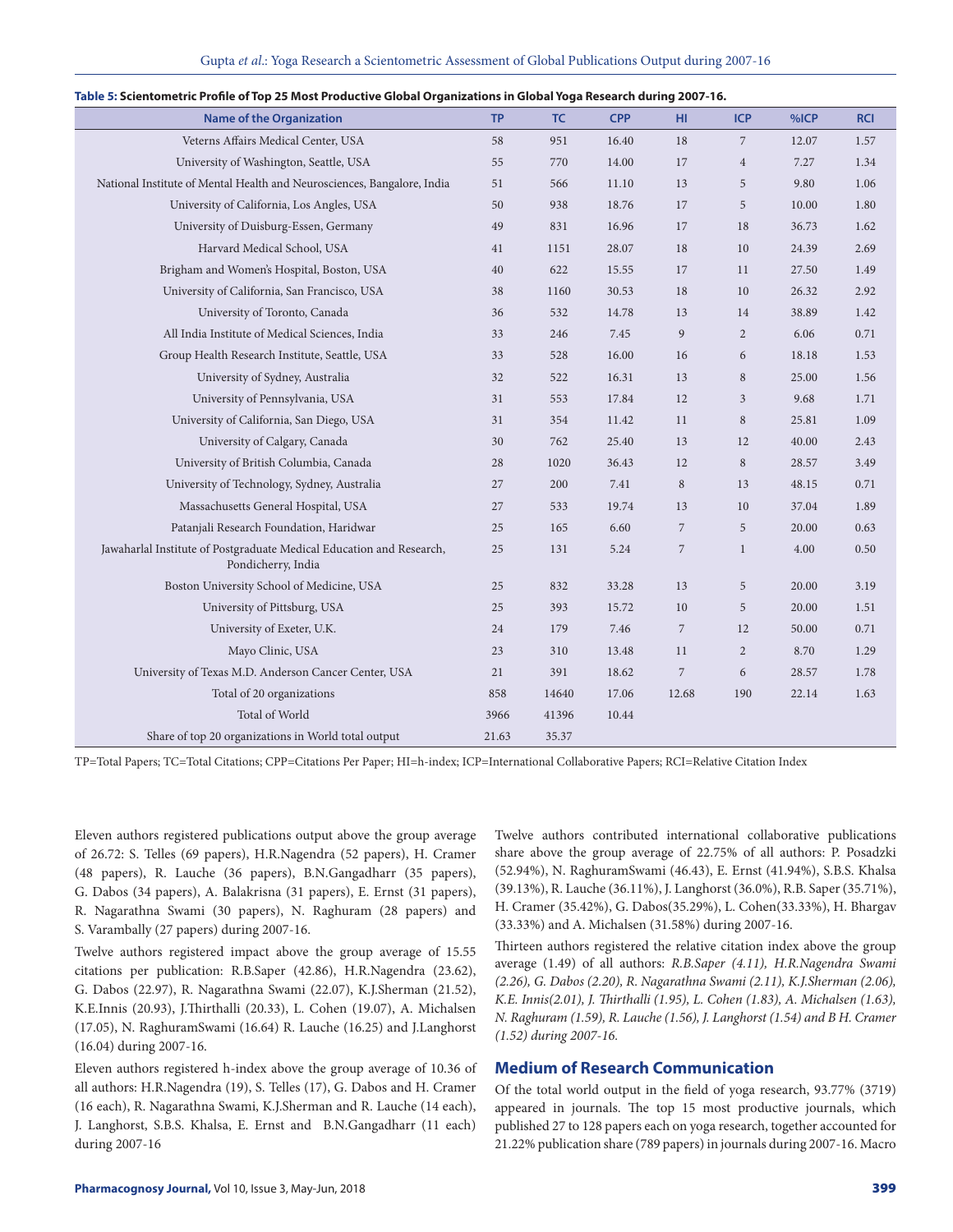**Table 5: Scientometric Profile of Top 25 Most Productive Global Organizations in Global Yoga Research during 2007-16.**

| Name of the Organization | TP | TC | CPP | HI | ICP | %ICP | RCI |
|---|---|---|---|---|---|---|---|
| Veterns Affairs Medical Center, USA | 58 | 951 | 16.40 | 18 | 7 | 12.07 | 1.57 |
| University of Washington, Seattle, USA | 55 | 770 | 14.00 | 17 | 4 | 7.27 | 1.34 |
| National Institute of Mental Health and Neurosciences, Bangalore, India | 51 | 566 | 11.10 | 13 | 5 | 9.80 | 1.06 |
| University of California, Los Angles, USA | 50 | 938 | 18.76 | 17 | 5 | 10.00 | 1.80 |
| University of Duisburg-Essen, Germany | 49 | 831 | 16.96 | 17 | 18 | 36.73 | 1.62 |
| Harvard Medical School, USA | 41 | 1151 | 28.07 | 18 | 10 | 24.39 | 2.69 |
| Brigham and Women's Hospital, Boston, USA | 40 | 622 | 15.55 | 17 | 11 | 27.50 | 1.49 |
| University of California, San Francisco, USA | 38 | 1160 | 30.53 | 18 | 10 | 26.32 | 2.92 |
| University of Toronto, Canada | 36 | 532 | 14.78 | 13 | 14 | 38.89 | 1.42 |
| All India Institute of Medical Sciences, India | 33 | 246 | 7.45 | 9 | 2 | 6.06 | 0.71 |
| Group Health Research Institute, Seattle, USA | 33 | 528 | 16.00 | 16 | 6 | 18.18 | 1.53 |
| University of Sydney, Australia | 32 | 522 | 16.31 | 13 | 8 | 25.00 | 1.56 |
| University of Pennsylvania, USA | 31 | 553 | 17.84 | 12 | 3 | 9.68 | 1.71 |
| University of California, San Diego, USA | 31 | 354 | 11.42 | 11 | 8 | 25.81 | 1.09 |
| University of Calgary, Canada | 30 | 762 | 25.40 | 13 | 12 | 40.00 | 2.43 |
| University of British Columbia, Canada | 28 | 1020 | 36.43 | 12 | 8 | 28.57 | 3.49 |
| University of Technology, Sydney, Australia | 27 | 200 | 7.41 | 8 | 13 | 48.15 | 0.71 |
| Massachusetts General Hospital, USA | 27 | 533 | 19.74 | 13 | 10 | 37.04 | 1.89 |
| Patanjali Research Foundation, Haridwar | 25 | 165 | 6.60 | 7 | 5 | 20.00 | 0.63 |
| Jawaharlal Institute of Postgraduate Medical Education and Research, Pondicherry, India | 25 | 131 | 5.24 | 7 | 1 | 4.00 | 0.50 |
| Boston University School of Medicine, USA | 25 | 832 | 33.28 | 13 | 5 | 20.00 | 3.19 |
| University of Pittsburg, USA | 25 | 393 | 15.72 | 10 | 5 | 20.00 | 1.51 |
| University of Exeter, U.K. | 24 | 179 | 7.46 | 7 | 12 | 50.00 | 0.71 |
| Mayo Clinic, USA | 23 | 310 | 13.48 | 11 | 2 | 8.70 | 1.29 |
| University of Texas M.D. Anderson Cancer Center, USA | 21 | 391 | 18.62 | 7 | 6 | 28.57 | 1.78 |
| Total of 20 organizations | 858 | 14640 | 17.06 | 12.68 | 190 | 22.14 | 1.63 |
| Total of World | 3966 | 41396 | 10.44 | | | | |
| Share of top 20 organizations in World total output | 21.63 | 35.37 | | | | | |

TP=Total Papers; TC=Total Citations; CPP=Citations Per Paper; HI=h-index; ICP=International Collaborative Papers; RCI=Relative Citation Index

Eleven authors registered publications output above the group average of 26.72: S. Telles (69 papers), H.R.Nagendra (52 papers), H. Cramer (48 papers), R. Lauche (36 papers), B.N.Gangadharr (35 papers), G. Dabos (34 papers), A. Balakrisna (31 papers), E. Ernst (31 papers), R. Nagarathna Swami (30 papers), N. Raghuram (28 papers) and S. Varambally (27 papers) during 2007-16.

Twelve authors registered impact above the group average of 15.55 citations per publication: R.B.Saper (42.86), H.R.Nagendra (23.62), G. Dabos (22.97), R. Nagarathna Swami (22.07), K.J.Sherman (21.52), K.E.Innis (20.93), J.Thirthalli (20.33), L. Cohen (19.07), A. Michalsen (17.05), N. RaghuramSwami (16.64) R. Lauche (16.25) and J.Langhorst (16.04) during 2007-16.

Eleven authors registered h-index above the group average of 10.36 of all authors: H.R.Nagendra (19), S. Telles (17), G. Dabos and H. Cramer (16 each), R. Nagarathna Swami, K.J.Sherman and R. Lauche (14 each), J. Langhorst, S.B.S. Khalsa, E. Ernst and B.N.Gangadharr (11 each) during 2007-16

Twelve authors contributed international collaborative publications share above the group average of 22.75% of all authors: P. Posadzki (52.94%), N. RaghuramSwami (46.43), E. Ernst (41.94%), S.B.S. Khalsa (39.13%), R. Lauche (36.11%), J. Langhorst (36.0%), R.B. Saper (35.71%), H. Cramer (35.42%), G. Dabos(35.29%), L. Cohen(33.33%), H. Bhargav (33.33%) and A. Michalsen (31.58%) during 2007-16.

Thirteen authors registered the relative citation index above the group average (1.49) of all authors: *R.B.Saper (4.11), H.R.Nagendra Swami (2.26), G. Dabos (2.20), R. Nagarathna Swami (2.11), K.J.Sherman (2.06), K.E. Innis(2.01), J. Thirthalli (1.95), L. Cohen (1.83), A. Michalsen (1.63), N. Raghuram (1.59), R. Lauche (1.56), J. Langhorst (1.54) and B H. Cramer (1.52) during 2007-16.*

## Medium of Research Communication

Of the total world output in the field of yoga research, 93.77% (3719) appeared in journals. The top 15 most productive journals, which published 27 to 128 papers each on yoga research, together accounted for 21.22% publication share (789 papers) in journals during 2007-16. Macro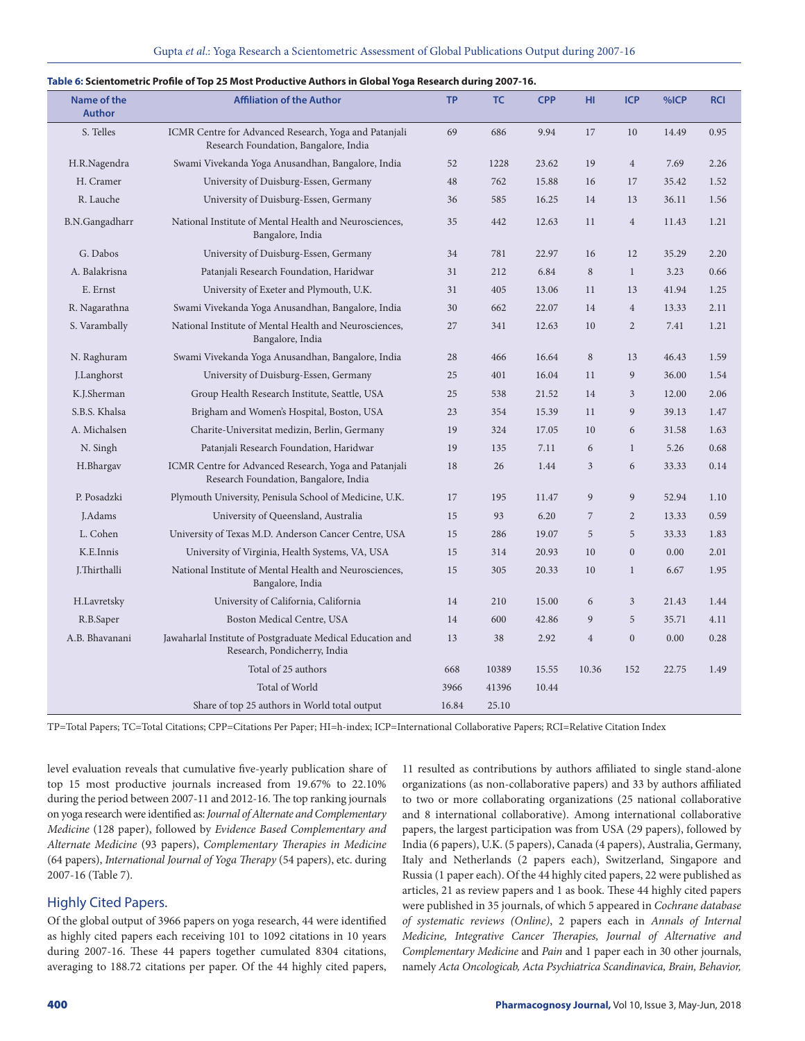**Table 6: Scientometric Profile of Top 25 Most Productive Authors in Global Yoga Research during 2007-16.**

| Name of the Author | Affiliation of the Author | TP | TC | CPP | HI | ICP | %ICP | RCI |
|---|---|---|---|---|---|---|---|---|
| S. Telles | ICMR Centre for Advanced Research, Yoga and Patanjali Research Foundation, Bangalore, India | 69 | 686 | 9.94 | 17 | 10 | 14.49 | 0.95 |
| H.R.Nagendra | Swami Vivekanda Yoga Anusandhan, Bangalore, India | 52 | 1228 | 23.62 | 19 | 4 | 7.69 | 2.26 |
| H. Cramer | University of Duisburg-Essen, Germany | 48 | 762 | 15.88 | 16 | 17 | 35.42 | 1.52 |
| R. Lauche | University of Duisburg-Essen, Germany | 36 | 585 | 16.25 | 14 | 13 | 36.11 | 1.56 |
| B.N.Gangadharr | National Institute of Mental Health and Neurosciences, Bangalore, India | 35 | 442 | 12.63 | 11 | 4 | 11.43 | 1.21 |
| G. Dabos | University of Duisburg-Essen, Germany | 34 | 781 | 22.97 | 16 | 12 | 35.29 | 2.20 |
| A. Balakrisna | Patanjali Research Foundation, Haridwar | 31 | 212 | 6.84 | 8 | 1 | 3.23 | 0.66 |
| E. Ernst | University of Exeter and Plymouth, U.K. | 31 | 405 | 13.06 | 11 | 13 | 41.94 | 1.25 |
| R. Nagarathna | Swami Vivekanda Yoga Anusandhan, Bangalore, India | 30 | 662 | 22.07 | 14 | 4 | 13.33 | 2.11 |
| S. Varambally | National Institute of Mental Health and Neurosciences, Bangalore, India | 27 | 341 | 12.63 | 10 | 2 | 7.41 | 1.21 |
| N. Raghuram | Swami Vivekanda Yoga Anusandhan, Bangalore, India | 28 | 466 | 16.64 | 8 | 13 | 46.43 | 1.59 |
| J.Langhorst | University of Duisburg-Essen, Germany | 25 | 401 | 16.04 | 11 | 9 | 36.00 | 1.54 |
| K.J.Sherman | Group Health Research Institute, Seattle, USA | 25 | 538 | 21.52 | 14 | 3 | 12.00 | 2.06 |
| S.B.S. Khalsa | Brigham and Women's Hospital, Boston, USA | 23 | 354 | 15.39 | 11 | 9 | 39.13 | 1.47 |
| A. Michalsen | Charite-Universitat medizin, Berlin, Germany | 19 | 324 | 17.05 | 10 | 6 | 31.58 | 1.63 |
| N. Singh | Patanjali Research Foundation, Haridwar | 19 | 135 | 7.11 | 6 | 1 | 5.26 | 0.68 |
| H.Bhargav | ICMR Centre for Advanced Research, Yoga and Patanjali Research Foundation, Bangalore, India | 18 | 26 | 1.44 | 3 | 6 | 33.33 | 0.14 |
| P. Posadzki | Plymouth University, Penisula School of Medicine, U.K. | 17 | 195 | 11.47 | 9 | 9 | 52.94 | 1.10 |
| J.Adams | University of Queensland, Australia | 15 | 93 | 6.20 | 7 | 2 | 13.33 | 0.59 |
| L. Cohen | University of Texas M.D. Anderson Cancer Centre, USA | 15 | 286 | 19.07 | 5 | 5 | 33.33 | 1.83 |
| K.E.Innis | University of Virginia, Health Systems, VA, USA | 15 | 314 | 20.93 | 10 | 0 | 0.00 | 2.01 |
| J.Thirthalli | National Institute of Mental Health and Neurosciences, Bangalore, India | 15 | 305 | 20.33 | 10 | 1 | 6.67 | 1.95 |
| H.Lavretsky | University of California, California | 14 | 210 | 15.00 | 6 | 3 | 21.43 | 1.44 |
| R.B.Saper | Boston Medical Centre, USA | 14 | 600 | 42.86 | 9 | 5 | 35.71 | 4.11 |
| A.B. Bhavanani | Jawaharlal Institute of Postgraduate Medical Education and Research, Pondicherry, India | 13 | 38 | 2.92 | 4 | 0 | 0.00 | 0.28 |
| | Total of 25 authors | 668 | 10389 | 15.55 | 10.36 | 152 | 22.75 | 1.49 |
| | Total of World | 3966 | 41396 | 10.44 | | | | |
| | Share of top 25 authors in World total output | 16.84 | 25.10 | | | | | |

TP=Total Papers; TC=Total Citations; CPP=Citations Per Paper; HI=h-index; ICP=International Collaborative Papers; RCI=Relative Citation Index

level evaluation reveals that cumulative five-yearly publication share of top 15 most productive journals increased from 19.67% to 22.10% during the period between 2007-11 and 2012-16. The top ranking journals on yoga research were identified as: *Journal of Alternate and Complementary Medicine* (128 paper), followed by *Evidence Based Complementary and Alternate Medicine* (93 papers), *Complementary Therapies in Medicine* (64 papers), *International Journal of Yoga Therapy* (54 papers), etc. during 2007-16 (Table 7).

## Highly Cited Papers.

Of the global output of 3966 papers on yoga research, 44 were identified as highly cited papers each receiving 101 to 1092 citations in 10 years during 2007-16. These 44 papers together cumulated 8304 citations, averaging to 188.72 citations per paper. Of the 44 highly cited papers, 11 resulted as contributions by authors affiliated to single stand-alone organizations (as non-collaborative papers) and 33 by authors affiliated to two or more collaborating organizations (25 national collaborative and 8 international collaborative). Among international collaborative papers, the largest participation was from USA (29 papers), followed by India (6 papers), U.K. (5 papers), Canada (4 papers), Australia, Germany, Italy and Netherlands (2 papers each), Switzerland, Singapore and Russia (1 paper each). Of the 44 highly cited papers, 22 were published as articles, 21 as review papers and 1 as book. These 44 highly cited papers were published in 35 journals, of which 5 appeared in *Cochrane database of systematic reviews (Online)*, 2 papers each in *Annals of Internal Medicine, Integrative Cancer Therapies, Journal of Alternative and Complementary Medicine* and *Pain* and 1 paper each in 30 other journals, namely *Acta Oncologicab, Acta Psychiatrica Scandinavica, Brain, Behavior,*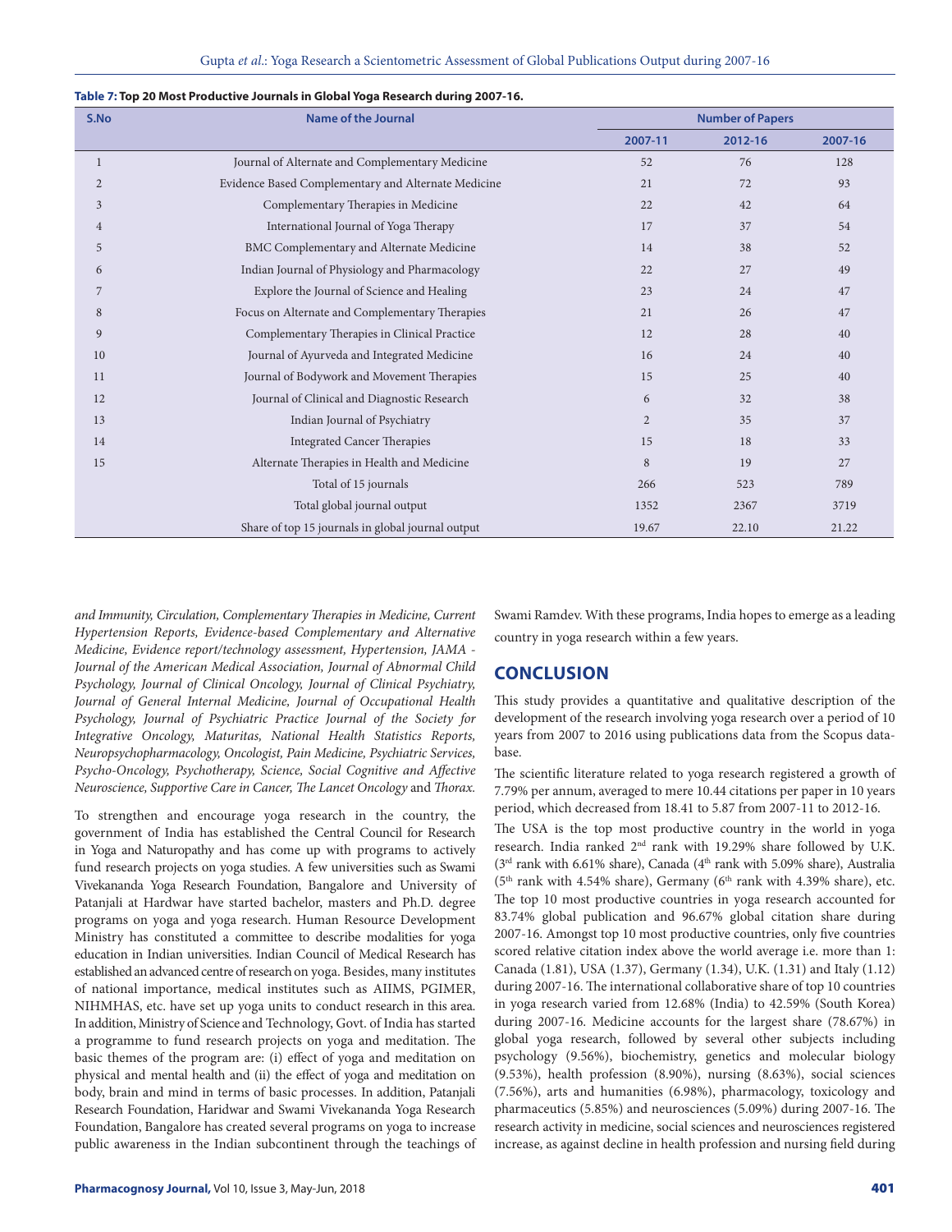**Table 7: Top 20 Most Productive Journals in Global Yoga Research during 2007-16.**

| S.No | Name of the Journal | Number of Papers | | |
|---|---|---|---|---|
| | | 2007-11 | 2012-16 | 2007-16 |
| 1 | Journal of Alternate and Complementary Medicine | 52 | 76 | 128 |
| 2 | Evidence Based Complementary and Alternate Medicine | 21 | 72 | 93 |
| 3 | Complementary Therapies in Medicine | 22 | 42 | 64 |
| 4 | International Journal of Yoga Therapy | 17 | 37 | 54 |
| 5 | BMC Complementary and Alternate Medicine | 14 | 38 | 52 |
| 6 | Indian Journal of Physiology and Pharmacology | 22 | 27 | 49 |
| 7 | Explore the Journal of Science and Healing | 23 | 24 | 47 |
| 8 | Focus on Alternate and Complementary Therapies | 21 | 26 | 47 |
| 9 | Complementary Therapies in Clinical Practice | 12 | 28 | 40 |
| 10 | Journal of Ayurveda and Integrated Medicine | 16 | 24 | 40 |
| 11 | Journal of Bodywork and Movement Therapies | 15 | 25 | 40 |
| 12 | Journal of Clinical and Diagnostic Research | 6 | 32 | 38 |
| 13 | Indian Journal of Psychiatry | 2 | 35 | 37 |
| 14 | Integrated Cancer Therapies | 15 | 18 | 33 |
| 15 | Alternate Therapies in Health and Medicine | 8 | 19 | 27 |
| | Total of 15 journals | 266 | 523 | 789 |
| | Total global journal output | 1352 | 2367 | 3719 |
| | Share of top 15 journals in global journal output | 19.67 | 22.10 | 21.22 |

*and Immunity, Circulation, Complementary Therapies in Medicine, Current Hypertension Reports, Evidence-based Complementary and Alternative Medicine, Evidence report/technology assessment, Hypertension, JAMA - Journal of the American Medical Association, Journal of Abnormal Child Psychology, Journal of Clinical Oncology, Journal of Clinical Psychiatry, Journal of General Internal Medicine, Journal of Occupational Health Psychology, Journal of Psychiatric Practice Journal of the Society for Integrative Oncology, Maturitas, National Health Statistics Reports, Neuropsychopharmacology, Oncologist, Pain Medicine, Psychiatric Services, Psycho-Oncology, Psychotherapy, Science, Social Cognitive and Affective Neuroscience, Supportive Care in Cancer, The Lancet Oncology* and *Thorax*.

To strengthen and encourage yoga research in the country, the government of India has established the Central Council for Research in Yoga and Naturopathy and has come up with programs to actively fund research projects on yoga studies. A few universities such as Swami Vivekananda Yoga Research Foundation, Bangalore and University of Patanjali at Hardwar have started bachelor, masters and Ph.D. degree programs on yoga and yoga research. Human Resource Development Ministry has constituted a committee to describe modalities for yoga education in Indian universities. Indian Council of Medical Research has established an advanced centre of research on yoga. Besides, many institutes of national importance, medical institutes such as AIIMS, PGIMER, NIHMHAS, etc. have set up yoga units to conduct research in this area. In addition, Ministry of Science and Technology, Govt. of India has started a programme to fund research projects on yoga and meditation. The basic themes of the program are: (i) effect of yoga and meditation on physical and mental health and (ii) the effect of yoga and meditation on body, brain and mind in terms of basic processes. In addition, Patanjali Research Foundation, Haridwar and Swami Vivekananda Yoga Research Foundation, Bangalore has created several programs on yoga to increase public awareness in the Indian subcontinent through the teachings of Swami Ramdev. With these programs, India hopes to emerge as a leading country in yoga research within a few years.

## CONCLUSION

This study provides a quantitative and qualitative description of the development of the research involving yoga research over a period of 10 years from 2007 to 2016 using publications data from the Scopus database.

The scientific literature related to yoga research registered a growth of 7.79% per annum, averaged to mere 10.44 citations per paper in 10 years period, which decreased from 18.41 to 5.87 from 2007-11 to 2012-16.

The USA is the top most productive country in the world in yoga research. India ranked 2nd rank with 19.29% share followed by U.K. (3rd rank with 6.61% share), Canada (4th rank with 5.09% share), Australia (5th rank with 4.54% share), Germany (6th rank with 4.39% share), etc. The top 10 most productive countries in yoga research accounted for 83.74% global publication and 96.67% global citation share during 2007-16. Amongst top 10 most productive countries, only five countries scored relative citation index above the world average i.e. more than 1: Canada (1.81), USA (1.37), Germany (1.34), U.K. (1.31) and Italy (1.12) during 2007-16. The international collaborative share of top 10 countries in yoga research varied from 12.68% (India) to 42.59% (South Korea) during 2007-16. Medicine accounts for the largest share (78.67%) in global yoga research, followed by several other subjects including psychology (9.56%), biochemistry, genetics and molecular biology (9.53%), health profession (8.90%), nursing (8.63%), social sciences (7.56%), arts and humanities (6.98%), pharmacology, toxicology and pharmaceutics (5.85%) and neurosciences (5.09%) during 2007-16. The research activity in medicine, social sciences and neurosciences registered increase, as against decline in health profession and nursing field during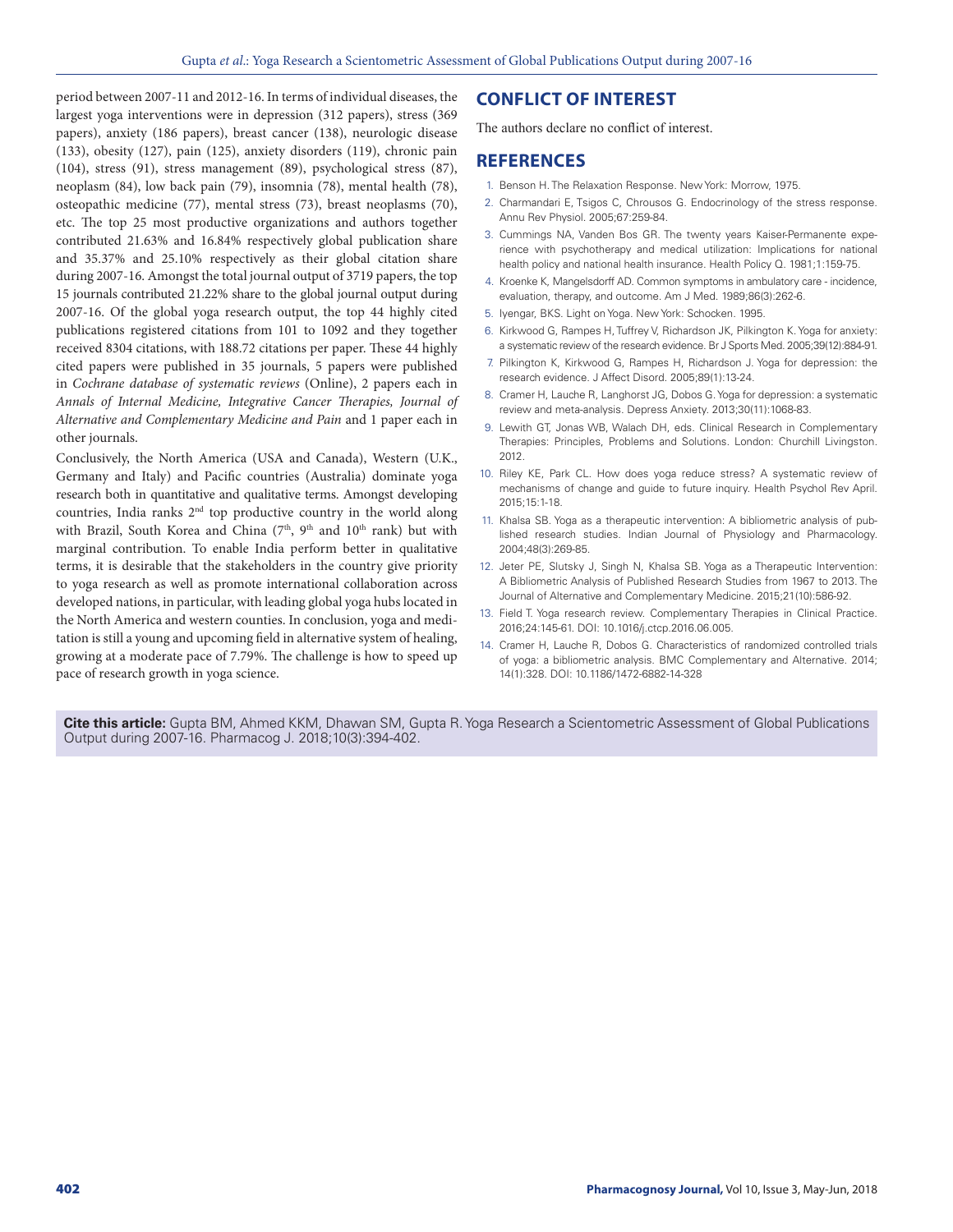period between 2007-11 and 2012-16. In terms of individual diseases, the largest yoga interventions were in depression (312 papers), stress (369 papers), anxiety (186 papers), breast cancer (138), neurologic disease (133), obesity (127), pain (125), anxiety disorders (119), chronic pain (104), stress (91), stress management (89), psychological stress (87), neoplasm (84), low back pain (79), insomnia (78), mental health (78), osteopathic medicine (77), mental stress (73), breast neoplasms (70), etc. The top 25 most productive organizations and authors together contributed 21.63% and 16.84% respectively global publication share and 35.37% and 25.10% respectively as their global citation share during 2007-16. Amongst the total journal output of 3719 papers, the top 15 journals contributed 21.22% share to the global journal output during 2007-16. Of the global yoga research output, the top 44 highly cited publications registered citations from 101 to 1092 and they together received 8304 citations, with 188.72 citations per paper. These 44 highly cited papers were published in 35 journals, 5 papers were published in *Cochrane database of systematic reviews* (Online), 2 papers each in *Annals of Internal Medicine, Integrative Cancer Therapies, Journal of Alternative and Complementary Medicine and Pain* and 1 paper each in other journals.

Conclusively, the North America (USA and Canada), Western (U.K., Germany and Italy) and Pacific countries (Australia) dominate yoga research both in quantitative and qualitative terms. Amongst developing countries, India ranks 2nd top productive country in the world along with Brazil, South Korea and China (7th, 9th and 10th rank) but with marginal contribution. To enable India perform better in qualitative terms, it is desirable that the stakeholders in the country give priority to yoga research as well as promote international collaboration across developed nations, in particular, with leading global yoga hubs located in the North America and western counties. In conclusion, yoga and meditation is still a young and upcoming field in alternative system of healing, growing at a moderate pace of 7.79%. The challenge is how to speed up pace of research growth in yoga science.

## CONFLICT OF INTEREST

The authors declare no conflict of interest.

## REFERENCES

1. Benson H. The Relaxation Response. New York: Morrow, 1975.
2. Charmandari E, Tsigos C, Chrousos G. Endocrinology of the stress response. Annu Rev Physiol. 2005;67:259-84.
3. Cummings NA, Vanden Bos GR. The twenty years Kaiser-Permanente experience with psychotherapy and medical utilization: Implications for national health policy and national health insurance. Health Policy Q. 1981;1:159-75.
4. Kroenke K, Mangelsdorff AD. Common symptoms in ambulatory care - incidence, evaluation, therapy, and outcome. Am J Med. 1989;86(3):262-6.
5. Iyengar, BKS. Light on Yoga. New York: Schocken. 1995.
6. Kirkwood G, Rampes H, Tuffrey V, Richardson JK, Pilkington K. Yoga for anxiety: a systematic review of the research evidence. Br J Sports Med. 2005;39(12):884-91.
7. Pilkington K, Kirkwood G, Rampes H, Richardson J. Yoga for depression: the research evidence. J Affect Disord. 2005;89(1):13-24.
8. Cramer H, Lauche R, Langhorst JG, Dobos G. Yoga for depression: a systematic review and meta-analysis. Depress Anxiety. 2013;30(11):1068-83.
9. Lewith GT, Jonas WB, Walach DH, eds. Clinical Research in Complementary Therapies: Principles, Problems and Solutions. London: Churchill Livingston. 2012.
10. Riley KE, Park CL. How does yoga reduce stress? A systematic review of mechanisms of change and guide to future inquiry. Health Psychol Rev April. 2015;15:1-18.
11. Khalsa SB. Yoga as a therapeutic intervention: A bibliometric analysis of published research studies. Indian Journal of Physiology and Pharmacology. 2004;48(3):269-85.
12. Jeter PE, Slutsky J, Singh N, Khalsa SB. Yoga as a Therapeutic Intervention: A Bibliometric Analysis of Published Research Studies from 1967 to 2013. The Journal of Alternative and Complementary Medicine. 2015;21(10):586-92.
13. Field T. Yoga research review. Complementary Therapies in Clinical Practice. 2016;24:145-61. DOI: 10.1016/j.ctcp.2016.06.005.
14. Cramer H, Lauche R, Dobos G. Characteristics of randomized controlled trials of yoga: a bibliometric analysis. BMC Complementary and Alternative. 2014; 14(1):328. DOI: 10.1186/1472-6882-14-328

**Cite this article:** Gupta BM, Ahmed KKM, Dhawan SM, Gupta R. Yoga Research a Scientometric Assessment of Global Publications Output during 2007-16. Pharmacog J. 2018;10(3):394-402.